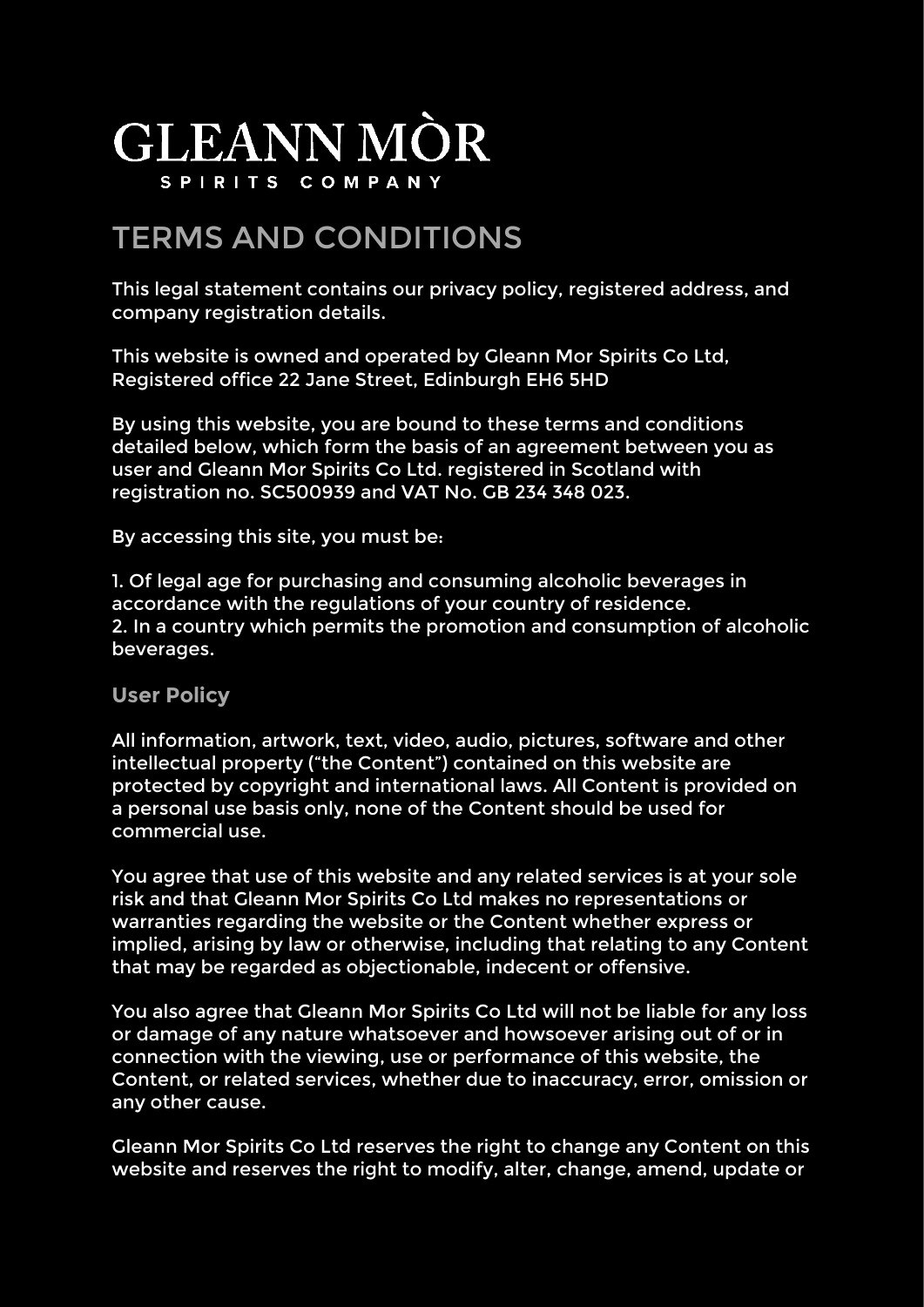# GLEANN MÒR

SPIRITS COMPANY

## TERMS AND CONDITIONS

This legal statement contains our privacy policy, registered address, and company registration details.

This website is owned and operated by Gleann Mor Spirits Co Ltd, Registered office 22 Jane Street, Edinburgh EH6 5HD

By using this website, you are bound to these terms and conditions detailed below, which form the basis of an agreement between you as user and Gleann Mor Spirits Co Ltd. registered in Scotland with registration no. SC500939 and VAT No. GB 234 348 023.

By accessing this site, you must be:

1. Of legal age for purchasing and consuming alcoholic beverages in accordance with the regulations of your country of residence.
2. In a country which permits the promotion and consumption of alcoholic beverages.

### User Policy

All information, artwork, text, video, audio, pictures, software and other intellectual property (“the Content”) contained on this website are protected by copyright and international laws. All Content is provided on a personal use basis only, none of the Content should be used for commercial use.

You agree that use of this website and any related services is at your sole risk and that Gleann Mor Spirits Co Ltd makes no representations or warranties regarding the website or the Content whether express or implied, arising by law or otherwise, including that relating to any Content that may be regarded as objectionable, indecent or offensive.

You also agree that Gleann Mor Spirits Co Ltd will not be liable for any loss or damage of any nature whatsoever and howsoever arising out of or in connection with the viewing, use or performance of this website, the Content, or related services, whether due to inaccuracy, error, omission or any other cause.

Gleann Mor Spirits Co Ltd reserves the right to change any Content on this website and reserves the right to modify, alter, change, amend, update or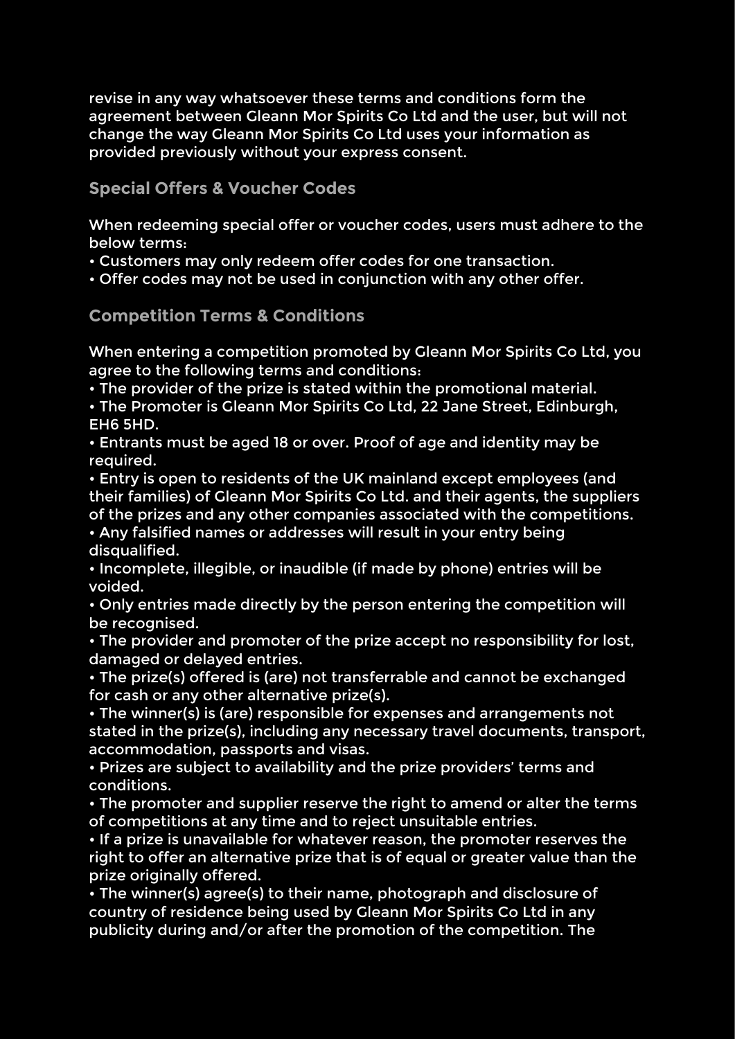revise in any way whatsoever these terms and conditions form the agreement between Gleann Mor Spirits Co Ltd and the user, but will not change the way Gleann Mor Spirits Co Ltd uses your information as provided previously without your express consent.

## Special Offers & Voucher Codes

When redeeming special offer or voucher codes, users must adhere to the below terms:

- Customers may only redeem offer codes for one transaction.
- Offer codes may not be used in conjunction with any other offer.

## Competition Terms & Conditions

When entering a competition promoted by Gleann Mor Spirits Co Ltd, you agree to the following terms and conditions:

- The provider of the prize is stated within the promotional material.
- The Promoter is Gleann Mor Spirits Co Ltd, 22 Jane Street, Edinburgh, EH6 5HD.
- Entrants must be aged 18 or over. Proof of age and identity may be required.
- Entry is open to residents of the UK mainland except employees (and their families) of Gleann Mor Spirits Co Ltd. and their agents, the suppliers of the prizes and any other companies associated with the competitions.
- Any falsified names or addresses will result in your entry being disqualified.
- Incomplete, illegible, or inaudible (if made by phone) entries will be voided.
- Only entries made directly by the person entering the competition will be recognised.
- The provider and promoter of the prize accept no responsibility for lost, damaged or delayed entries.
- The prize(s) offered is (are) not transferrable and cannot be exchanged for cash or any other alternative prize(s).
- The winner(s) is (are) responsible for expenses and arrangements not stated in the prize(s), including any necessary travel documents, transport, accommodation, passports and visas.
- Prizes are subject to availability and the prize providers' terms and conditions.
- The promoter and supplier reserve the right to amend or alter the terms of competitions at any time and to reject unsuitable entries.
- If a prize is unavailable for whatever reason, the promoter reserves the right to offer an alternative prize that is of equal or greater value than the prize originally offered.
- The winner(s) agree(s) to their name, photograph and disclosure of country of residence being used by Gleann Mor Spirits Co Ltd in any publicity during and/or after the promotion of the competition. The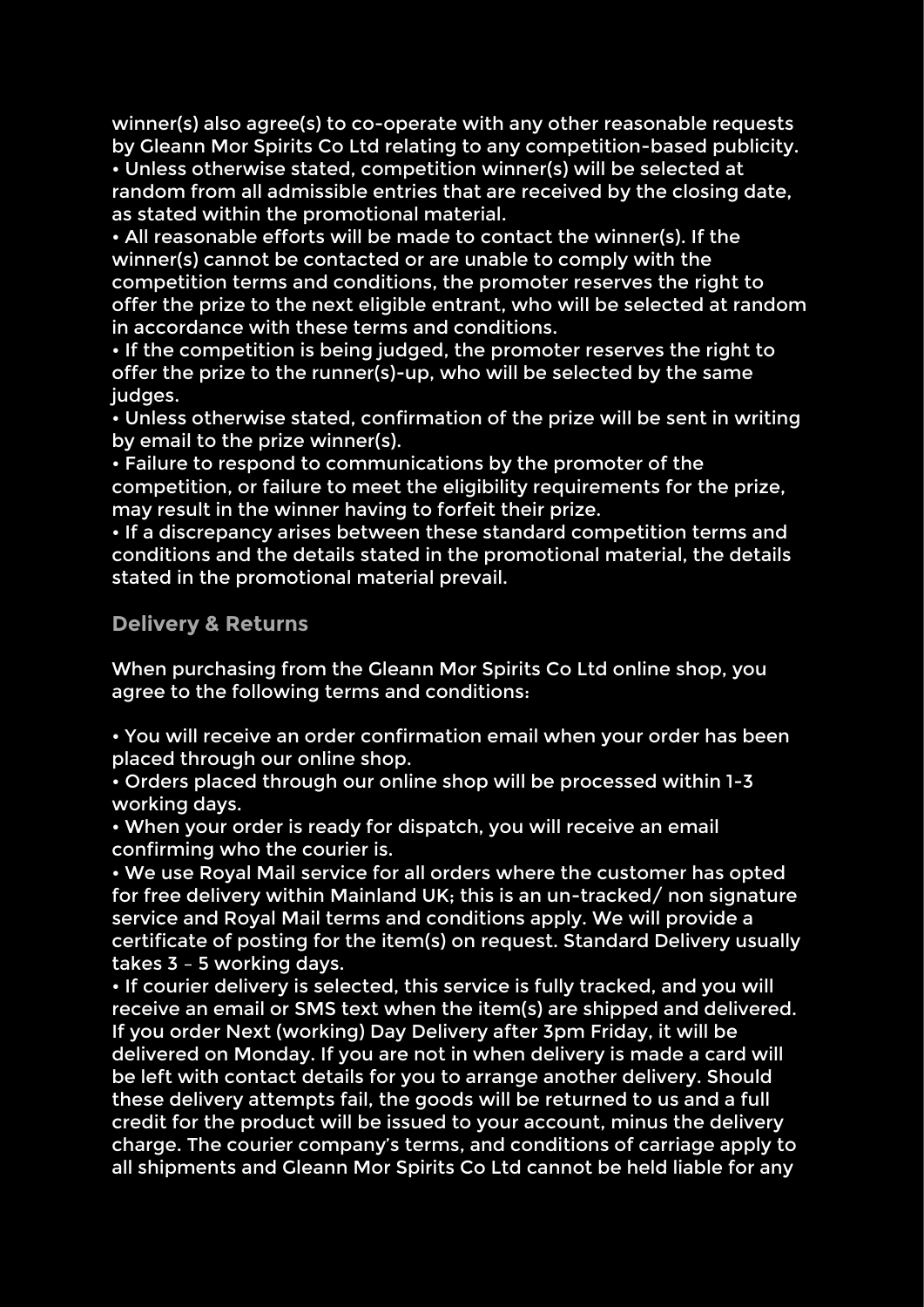winner(s) also agree(s) to co-operate with any other reasonable requests by Gleann Mor Spirits Co Ltd relating to any competition-based publicity.

• Unless otherwise stated, competition winner(s) will be selected at random from all admissible entries that are received by the closing date, as stated within the promotional material.

• All reasonable efforts will be made to contact the winner(s). If the winner(s) cannot be contacted or are unable to comply with the competition terms and conditions, the promoter reserves the right to offer the prize to the next eligible entrant, who will be selected at random in accordance with these terms and conditions.

• If the competition is being judged, the promoter reserves the right to offer the prize to the runner(s)-up, who will be selected by the same judges.

• Unless otherwise stated, confirmation of the prize will be sent in writing by email to the prize winner(s).

• Failure to respond to communications by the promoter of the competition, or failure to meet the eligibility requirements for the prize, may result in the winner having to forfeit their prize.

• If a discrepancy arises between these standard competition terms and conditions and the details stated in the promotional material, the details stated in the promotional material prevail.

## Delivery & Returns

When purchasing from the Gleann Mor Spirits Co Ltd online shop, you agree to the following terms and conditions:

• You will receive an order confirmation email when your order has been placed through our online shop.

• Orders placed through our online shop will be processed within 1-3 working days.

• When your order is ready for dispatch, you will receive an email confirming who the courier is.

• We use Royal Mail service for all orders where the customer has opted for free delivery within Mainland UK; this is an un-tracked/ non signature service and Royal Mail terms and conditions apply. We will provide a certificate of posting for the item(s) on request. Standard Delivery usually takes 3 – 5 working days.

• If courier delivery is selected, this service is fully tracked, and you will receive an email or SMS text when the item(s) are shipped and delivered. If you order Next (working) Day Delivery after 3pm Friday, it will be delivered on Monday. If you are not in when delivery is made a card will be left with contact details for you to arrange another delivery. Should these delivery attempts fail, the goods will be returned to us and a full credit for the product will be issued to your account, minus the delivery charge. The courier company's terms, and conditions of carriage apply to all shipments and Gleann Mor Spirits Co Ltd cannot be held liable for any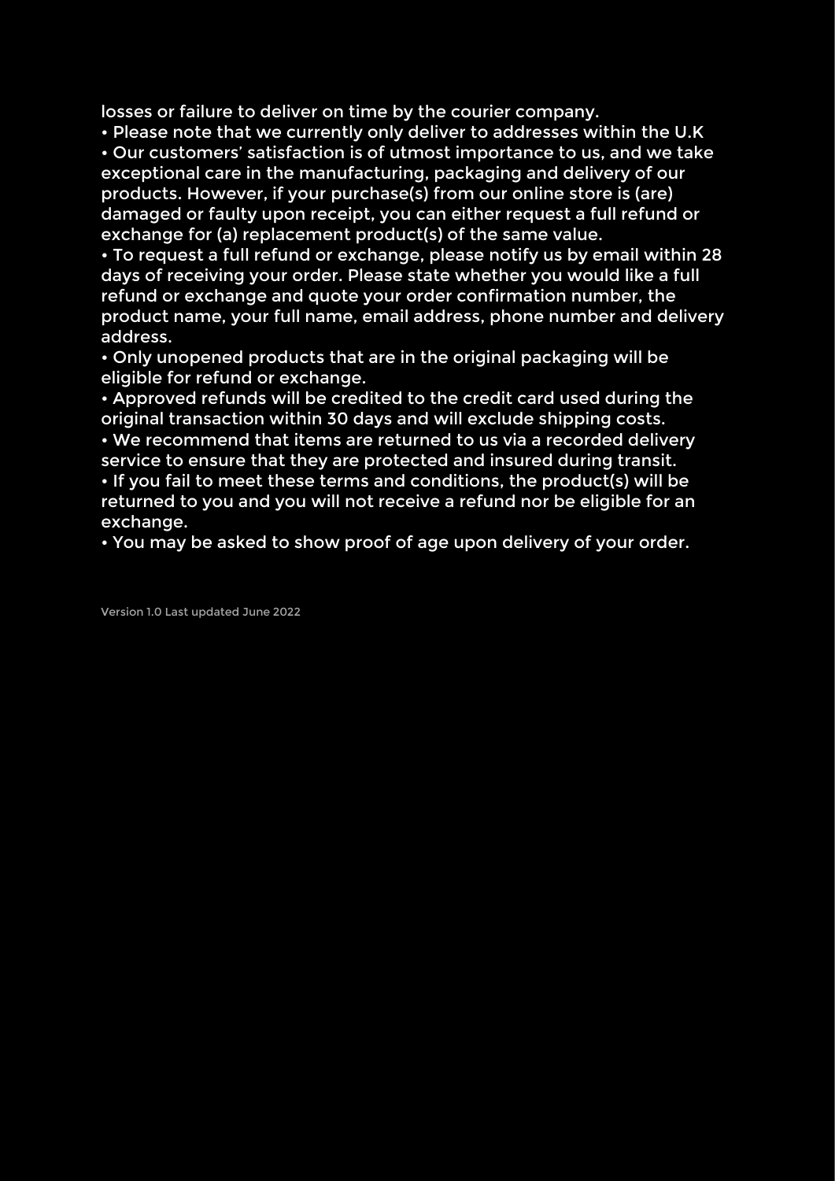losses or failure to deliver on time by the courier company.

- Please note that we currently only deliver to addresses within the U.K
- Our customers' satisfaction is of utmost importance to us, and we take exceptional care in the manufacturing, packaging and delivery of our products. However, if your purchase(s) from our online store is (are) damaged or faulty upon receipt, you can either request a full refund or exchange for (a) replacement product(s) of the same value.
- To request a full refund or exchange, please notify us by email within 28 days of receiving your order. Please state whether you would like a full refund or exchange and quote your order confirmation number, the product name, your full name, email address, phone number and delivery address.
- Only unopened products that are in the original packaging will be eligible for refund or exchange.
- Approved refunds will be credited to the credit card used during the original transaction within 30 days and will exclude shipping costs.
- We recommend that items are returned to us via a recorded delivery service to ensure that they are protected and insured during transit.
- If you fail to meet these terms and conditions, the product(s) will be returned to you and you will not receive a refund nor be eligible for an exchange.
- You may be asked to show proof of age upon delivery of your order.

Version 1.0 Last updated June 2022